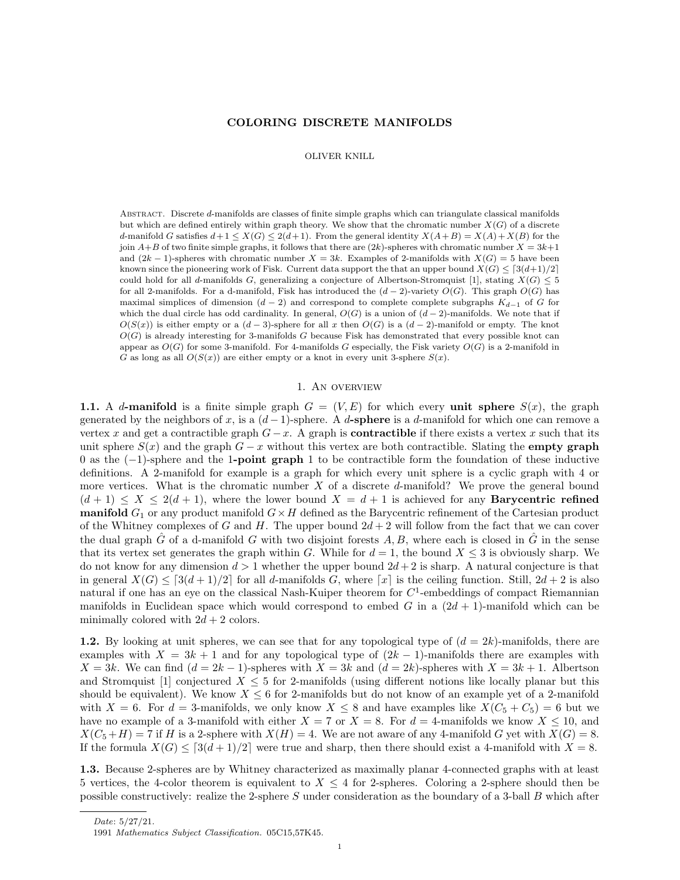# COLORING DISCRETE MANIFOLDS

OLIVER KNILL

Abstract. Discrete $d$-manifolds are classes of finite simple graphs which can triangulate classical manifolds but which are defined entirely within graph theory. We show that the chromatic number $X(G)$ of a discrete $d$-manifold $G$ satisfies $d+1 \leq X(G) \leq 2(d+1)$. From the general identity $X(A+B) = X(A)+X(B)$ for the join $A+B$ of two finite simple graphs, it follows that there are $(2k)$-spheres with chromatic number $X = 3k+1$ and $(2k-1)$-spheres with chromatic number $X = 3k$. Examples of 2-manifolds with $X(G) = 5$ have been known since the pioneering work of Fisk. Current data support the that an upper bound $X(G) \leq \lceil 3(d+1)/2 \rceil$ could hold for all $d$-manifolds $G$, generalizing a conjecture of Albertson-Stromquist [1], stating $X(G) \leq 5$ for all 2-manifolds. For a d-manifold, Fisk has introduced the $(d-2)$-variety $O(G)$. This graph $O(G)$ has maximal simplices of dimension $(d-2)$ and correspond to complete complete subgraphs $K_{d-1}$ of $G$ for which the dual circle has odd cardinality. In general, $O(G)$ is a union of $(d-2)$-manifolds. We note that if $O(S(x))$ is either empty or a $(d-3)$-sphere for all $x$ then $O(G)$ is a $(d-2)$-manifold or empty. The knot $O(G)$ is already interesting for 3-manifolds $G$ because Fisk has demonstrated that every possible knot can appear as $O(G)$ for some 3-manifold. For 4-manifolds $G$ especially, the Fisk variety $O(G)$ is a 2-manifold in $G$ as long as all $O(S(x))$ are either empty or a knot in every unit 3-sphere $S(x)$.

## 1. An overview

**1.1.** A **$d$-manifold** is a finite simple graph $G = (V, E)$ for which every **unit sphere** $S(x)$, the graph generated by the neighbors of $x$, is a $(d-1)$-sphere. A **$d$-sphere** is a $d$-manifold for which one can remove a vertex $x$ and get a contractible graph $G - x$. A graph is **contractible** if there exists a vertex $x$ such that its unit sphere $S(x)$ and the graph $G - x$ without this vertex are both contractible. Slating the **empty graph** 0 as the $(-1)$-sphere and the **1-point graph** 1 to be contractible form the foundation of these inductive definitions. A 2-manifold for example is a graph for which every unit sphere is a cyclic graph with 4 or more vertices. What is the chromatic number $X$ of a discrete $d$-manifold? We prove the general bound $(d+1) \leq X \leq 2(d+1)$, where the lower bound $X = d+1$ is achieved for any **Barycentric refined manifold** $G_1$ or any product manifold $G \times H$ defined as the Barycentric refinement of the Cartesian product of the Whitney complexes of $G$ and $H$. The upper bound $2d+2$ will follow from the fact that we can cover the dual graph $\hat{G}$ of a d-manifold $G$ with two disjoint forests $A, B$, where each is closed in $\hat{G}$ in the sense that its vertex set generates the graph within $G$. While for $d = 1$, the bound $X \leq 3$ is obviously sharp. We do not know for any dimension $d > 1$ whether the upper bound $2d+2$ is sharp. A natural conjecture is that in general $X(G) \leq \lceil 3(d+1)/2 \rceil$ for all $d$-manifolds $G$, where $\lceil x \rceil$ is the ceiling function. Still, $2d+2$ is also natural if one has an eye on the classical Nash-Kuiper theorem for $C^1$-embeddings of compact Riemannian manifolds in Euclidean space which would correspond to embed $G$ in a $(2d+1)$-manifold which can be minimally colored with $2d+2$ colors.

**1.2.** By looking at unit spheres, we can see that for any topological type of $(d = 2k)$-manifolds, there are examples with $X = 3k+1$ and for any topological type of $(2k-1)$-manifolds there are examples with $X = 3k$. We can find $(d = 2k-1)$-spheres with $X = 3k$ and $(d = 2k)$-spheres with $X = 3k+1$. Albertson and Stromquist [1] conjectured $X \leq 5$ for 2-manifolds (using different notions like locally planar but this should be equivalent). We know $X \leq 6$ for 2-manifolds but do not know of an example yet of a 2-manifold with $X = 6$. For $d = 3$-manifolds, we only know $X \leq 8$ and have examples like $X(C_5 + C_5) = 6$ but we have no example of a 3-manifold with either $X = 7$ or $X = 8$. For $d = 4$-manifolds we know $X \leq 10$, and $X(C_5 + H) = 7$ if $H$ is a 2-sphere with $X(H) = 4$. We are not aware of any 4-manifold $G$ yet with $X(G) = 8$. If the formula $X(G) \leq \lceil 3(d+1)/2 \rceil$ were true and sharp, then there should exist a 4-manifold with $X = 8$.

**1.3.** Because 2-spheres are by Whitney characterized as maximally planar 4-connected graphs with at least 5 vertices, the 4-color theorem is equivalent to $X \leq 4$ for 2-spheres. Coloring a 2-sphere should then be possible constructively: realize the 2-sphere $S$ under consideration as the boundary of a 3-ball $B$ which after

---

*Date*: 5/27/21.

1991 *Mathematics Subject Classification.* 05C15,57K45.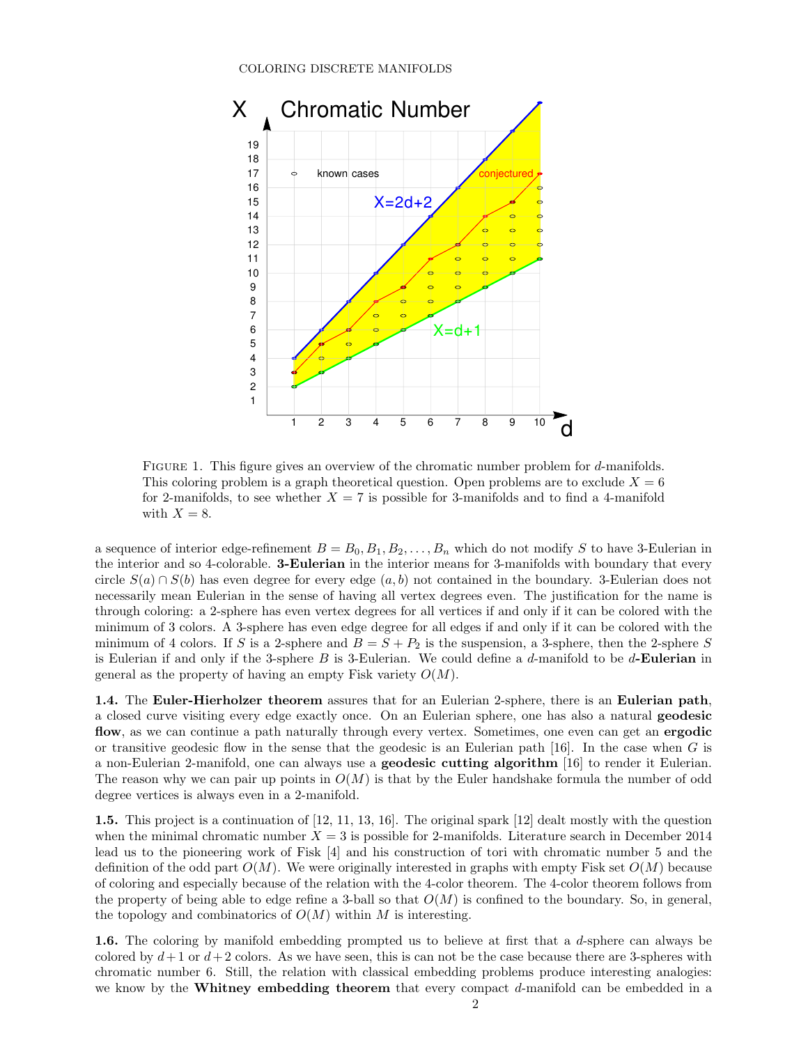FIGURE 1. This figure gives an overview of the chromatic number problem for $d$-manifolds. This coloring problem is a graph theoretical question. Open problems are to exclude $X = 6$ for 2-manifolds, to see whether $X = 7$ is possible for 3-manifolds and to find a 4-manifold with $X = 8$.

a sequence of interior edge-refinement $B = B_0, B_1, B_2, \dots, B_n$ which do not modify $S$ to have 3-Eulerian in the interior and so 4-colorable. **3-Eulerian** in the interior means for 3-manifolds with boundary that every circle $S(a) \cap S(b)$ has even degree for every edge $(a, b)$ not contained in the boundary. 3-Eulerian does not necessarily mean Eulerian in the sense of having all vertex degrees even. The justification for the name is through coloring: a 2-sphere has even vertex degrees for all vertices if and only if it can be colored with the minimum of 3 colors. A 3-sphere has even edge degree for all edges if and only if it can be colored with the minimum of 4 colors. If $S$ is a 2-sphere and $B = S + P_2$ is the suspension, a 3-sphere, then the 2-sphere $S$ is Eulerian if and only if the 3-sphere $B$ is 3-Eulerian. We could define a $d$-manifold to be $d$**-Eulerian** in general as the property of having an empty Fisk variety $O(M)$.

**1.4.** The **Euler-Hierholzer theorem** assures that for an Eulerian 2-sphere, there is an **Eulerian path**, a closed curve visiting every edge exactly once. On an Eulerian sphere, one has also a natural **geodesic flow**, as we can continue a path naturally through every vertex. Sometimes, one even can get an **ergodic** or transitive geodesic flow in the sense that the geodesic is an Eulerian path [16]. In the case when $G$ is a non-Eulerian 2-manifold, one can always use a **geodesic cutting algorithm** [16] to render it Eulerian. The reason why we can pair up points in $O(M)$ is that by the Euler handshake formula the number of odd degree vertices is always even in a 2-manifold.

**1.5.** This project is a continuation of [12, 11, 13, 16]. The original spark [12] dealt mostly with the question when the minimal chromatic number $X = 3$ is possible for 2-manifolds. Literature search in December 2014 lead us to the pioneering work of Fisk [4] and his construction of tori with chromatic number 5 and the definition of the odd part $O(M)$. We were originally interested in graphs with empty Fisk set $O(M)$ because of coloring and especially because of the relation with the 4-color theorem. The 4-color theorem follows from the property of being able to edge refine a 3-ball so that $O(M)$ is confined to the boundary. So, in general, the topology and combinatorics of $O(M)$ within $M$ is interesting.

**1.6.** The coloring by manifold embedding prompted us to believe at first that a $d$-sphere can always be colored by $d+1$ or $d+2$ colors. As we have seen, this is can not be the case because there are 3-spheres with chromatic number 6. Still, the relation with classical embedding problems produce interesting analogies: we know by the **Whitney embedding theorem** that every compact $d$-manifold can be embedded in a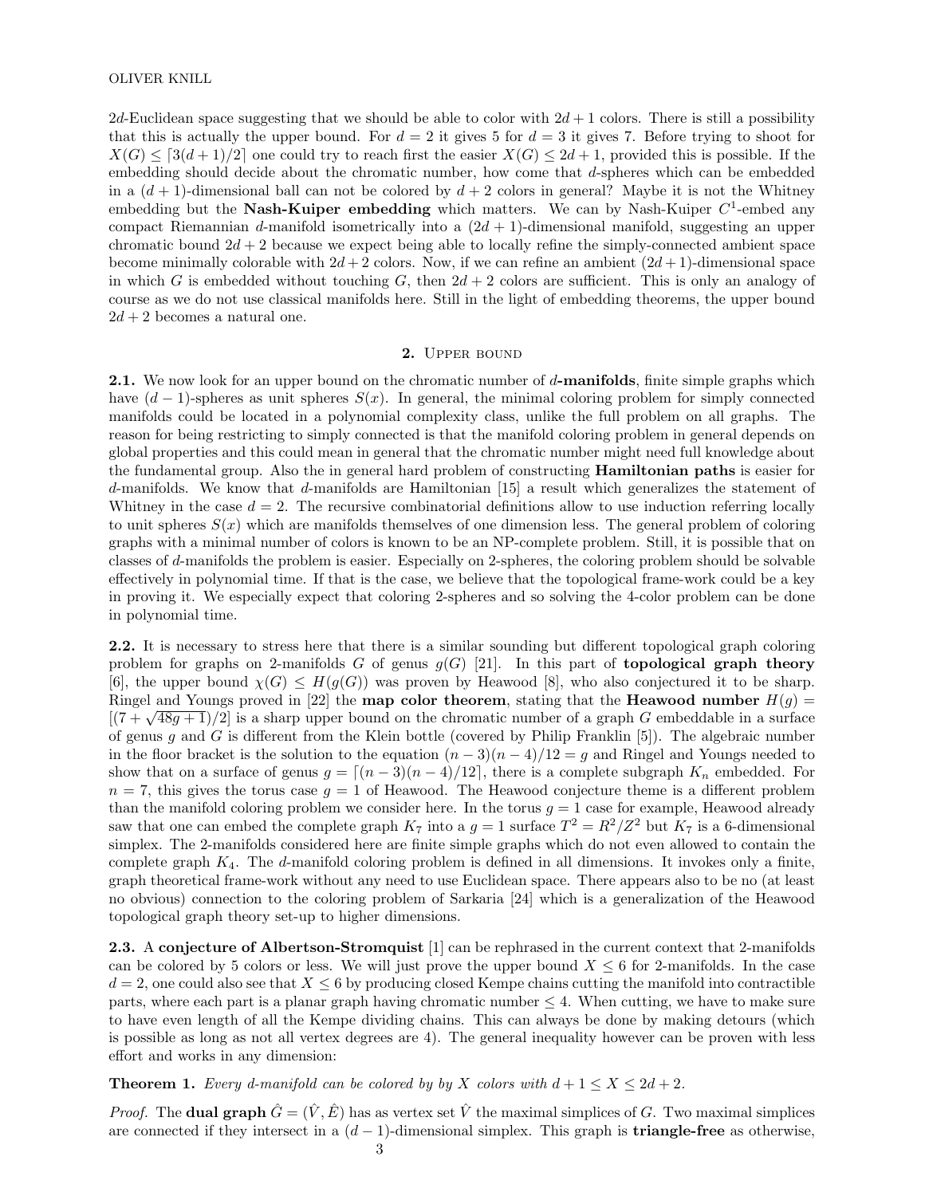2$d$-Euclidean space suggesting that we should be able to color with $2d+1$ colors. There is still a possibility that this is actually the upper bound. For $d=2$ it gives 5 for $d=3$ it gives 7. Before trying to shoot for $X(G) \leq \lceil 3(d+1)/2 \rceil$ one could try to reach first the easier $X(G) \leq 2d+1$, provided this is possible. If the embedding should decide about the chromatic number, how come that $d$-spheres which can be embedded in a $(d+1)$-dimensional ball can not be colored by $d+2$ colors in general? Maybe it is not the Whitney embedding but the **Nash-Kuiper embedding** which matters. We can by Nash-Kuiper $C^1$-embed any compact Riemannian $d$-manifold isometrically into a $(2d+1)$-dimensional manifold, suggesting an upper chromatic bound $2d+2$ because we expect being able to locally refine the simply-connected ambient space become minimally colorable with $2d+2$ colors. Now, if we can refine an ambient $(2d+1)$-dimensional space in which $G$ is embedded without touching $G$, then $2d+2$ colors are sufficient. This is only an analogy of course as we do not use classical manifolds here. Still in the light of embedding theorems, the upper bound $2d+2$ becomes a natural one.

## 2. Upper bound

**2.1.** We now look for an upper bound on the chromatic number of $d$-**manifolds**, finite simple graphs which have $(d-1)$-spheres as unit spheres $S(x)$. In general, the minimal coloring problem for simply connected manifolds could be located in a polynomial complexity class, unlike the full problem on all graphs. The reason for being restricting to simply connected is that the manifold coloring problem in general depends on global properties and this could mean in general that the chromatic number might need full knowledge about the fundamental group. Also the in general hard problem of constructing **Hamiltonian paths** is easier for $d$-manifolds. We know that $d$-manifolds are Hamiltonian [15] a result which generalizes the statement of Whitney in the case $d=2$. The recursive combinatorial definitions allow to use induction referring locally to unit spheres $S(x)$ which are manifolds themselves of one dimension less. The general problem of coloring graphs with a minimal number of colors is known to be an NP-complete problem. Still, it is possible that on classes of $d$-manifolds the problem is easier. Especially on 2-spheres, the coloring problem should be solvable effectively in polynomial time. If that is the case, we believe that the topological frame-work could be a key in proving it. We especially expect that coloring 2-spheres and so solving the 4-color problem can be done in polynomial time.

**2.2.** It is necessary to stress here that there is a similar sounding but different topological graph coloring problem for graphs on 2-manifolds $G$ of genus $g(G)$ [21]. In this part of **topological graph theory** [6], the upper bound $\chi(G) \leq H(g(G))$ was proven by Heawood [8], who also conjectured it to be sharp. Ringel and Youngs proved in [22] the **map color theorem**, stating that the **Heawood number** $H(g) = [(7+\sqrt{48g+1})/2]$ is a sharp upper bound on the chromatic number of a graph $G$ embeddable in a surface of genus $g$ and $G$ is different from the Klein bottle (covered by Philip Franklin [5]). The algebraic number in the floor bracket is the solution to the equation $(n-3)(n-4)/12 = g$ and Ringel and Youngs needed to show that on a surface of genus $g = \lceil (n-3)(n-4)/12 \rceil$, there is a complete subgraph $K_n$ embedded. For $n=7$, this gives the torus case $g=1$ of Heawood. The Heawood conjecture theme is a different problem than the manifold coloring problem we consider here. In the torus $g=1$ case for example, Heawood already saw that one can embed the complete graph $K_7$ into a $g=1$ surface $T^2 = R^2/Z^2$ but $K_7$ is a 6-dimensional simplex. The 2-manifolds considered here are finite simple graphs which do not even allowed to contain the complete graph $K_4$. The $d$-manifold coloring problem is defined in all dimensions. It invokes only a finite, graph theoretical frame-work without any need to use Euclidean space. There appears also to be no (at least no obvious) connection to the coloring problem of Sarkaria [24] which is a generalization of the Heawood topological graph theory set-up to higher dimensions.

**2.3.** A **conjecture of Albertson-Stromquist** [1] can be rephrased in the current context that 2-manifolds can be colored by 5 colors or less. We will just prove the upper bound $X \leq 6$ for 2-manifolds. In the case $d=2$, one could also see that $X \leq 6$ by producing closed Kempe chains cutting the manifold into contractible parts, where each part is a planar graph having chromatic number $\leq 4$. When cutting, we have to make sure to have even length of all the Kempe dividing chains. This can always be done by making detours (which is possible as long as not all vertex degrees are 4). The general inequality however can be proven with less effort and works in any dimension:

**Theorem 1.** *Every $d$-manifold can be colored by by $X$ colors with $d+1 \leq X \leq 2d+2$.*

*Proof.* The **dual graph** $\hat{G} = (\hat{V}, \hat{E})$ has as vertex set $\hat{V}$ the maximal simplices of $G$. Two maximal simplices are connected if they intersect in a $(d-1)$-dimensional simplex. This graph is **triangle-free** as otherwise,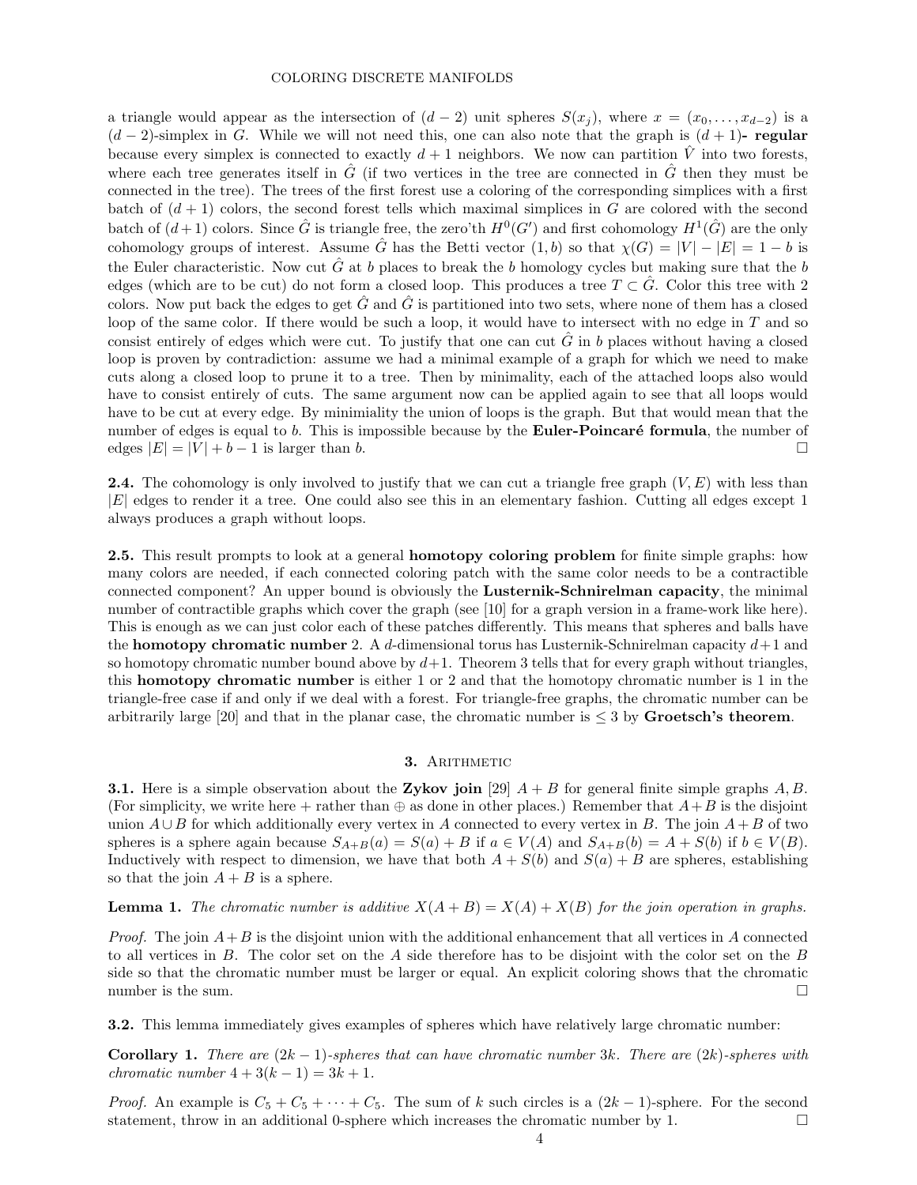a triangle would appear as the intersection of $(d-2)$ unit spheres $S(x_j)$, where $x = (x_0, \dots, x_{d-2})$ is a $(d-2)$-simplex in $G$. While we will not need this, one can also note that the graph is $(d+1)$**- regular** because every simplex is connected to exactly $d+1$ neighbors. We now can partition $\hat{V}$ into two forests, where each tree generates itself in $\hat{G}$ (if two vertices in the tree are connected in $\hat{G}$ then they must be connected in the tree). The trees of the first forest use a coloring of the corresponding simplices with a first batch of $(d+1)$ colors, the second forest tells which maximal simplices in $G$ are colored with the second batch of $(d+1)$ colors. Since $\hat{G}$ is triangle free, the zero'th $H^0(G')$ and first cohomology $H^1(\hat{G})$ are the only cohomology groups of interest. Assume $\hat{G}$ has the Betti vector $(1, b)$ so that $\chi(G) = |V| - |E| = 1 - b$ is the Euler characteristic. Now cut $\hat{G}$ at $b$ places to break the $b$ homology cycles but making sure that the $b$ edges (which are to be cut) do not form a closed loop. This produces a tree $T \subset \hat{G}$. Color this tree with 2 colors. Now put back the edges to get $\hat{G}$ and $\hat{G}$ is partitioned into two sets, where none of them has a closed loop of the same color. If there would be such a loop, it would have to intersect with no edge in $T$ and so consist entirely of edges which were cut. To justify that one can cut $\hat{G}$ in $b$ places without having a closed loop is proven by contradiction: assume we had a minimal example of a graph for which we need to make cuts along a closed loop to prune it to a tree. Then by minimality, each of the attached loops also would have to consist entirely of cuts. The same argument now can be applied again to see that all loops would have to be cut at every edge. By minimiality the union of loops is the graph. But that would mean that the number of edges is equal to $b$. This is impossible because by the **Euler-Poincaré formula**, the number of edges $|E| = |V| + b - 1$ is larger than $b$. □

**2.4.** The cohomology is only involved to justify that we can cut a triangle free graph $(V, E)$ with less than $|E|$ edges to render it a tree. One could also see this in an elementary fashion. Cutting all edges except 1 always produces a graph without loops.

**2.5.** This result prompts to look at a general **homotopy coloring problem** for finite simple graphs: how many colors are needed, if each connected coloring patch with the same color needs to be a contractible connected component? An upper bound is obviously the **Lusternik-Schnirelman capacity**, the minimal number of contractible graphs which cover the graph (see [10] for a graph version in a frame-work like here). This is enough as we can just color each of these patches differently. This means that spheres and balls have the **homotopy chromatic number** 2. A $d$-dimensional torus has Lusternik-Schnirelman capacity $d+1$ and so homotopy chromatic number bound above by $d+1$. Theorem 3 tells that for every graph without triangles, this **homotopy chromatic number** is either 1 or 2 and that the homotopy chromatic number is 1 in the triangle-free case if and only if we deal with a forest. For triangle-free graphs, the chromatic number can be arbitrarily large [20] and that in the planar case, the chromatic number is $\leq 3$ by **Groetsch's theorem**.

## 3. Arithmetic

**3.1.** Here is a simple observation about the **Zykov join** [29] $A + B$ for general finite simple graphs $A, B$. (For simplicity, we write here $+$ rather than $\oplus$ as done in other places.) Remember that $A+B$ is the disjoint union $A \cup B$ for which additionally every vertex in $A$ connected to every vertex in $B$. The join $A+B$ of two spheres is a sphere again because $S_{A+B}(a) = S(a) + B$ if $a \in V(A)$ and $S_{A+B}(b) = A + S(b)$ if $b \in V(B)$. Inductively with respect to dimension, we have that both $A + S(b)$ and $S(a) + B$ are spheres, establishing so that the join $A + B$ is a sphere.

**Lemma 1.** *The chromatic number is additive $X(A+B) = X(A) + X(B)$ for the join operation in graphs.*

*Proof.* The join $A+B$ is the disjoint union with the additional enhancement that all vertices in $A$ connected to all vertices in $B$. The color set on the $A$ side therefore has to be disjoint with the color set on the $B$ side so that the chromatic number must be larger or equal. An explicit coloring shows that the chromatic number is the sum. □

**3.2.** This lemma immediately gives examples of spheres which have relatively large chromatic number:

**Corollary 1.** *There are $(2k-1)$-spheres that can have chromatic number $3k$. There are $(2k)$-spheres with chromatic number $4 + 3(k-1) = 3k+1$.*

*Proof.* An example is $C_5 + C_5 + \cdots + C_5$. The sum of $k$ such circles is a $(2k-1)$-sphere. For the second statement, throw in an additional 0-sphere which increases the chromatic number by 1. □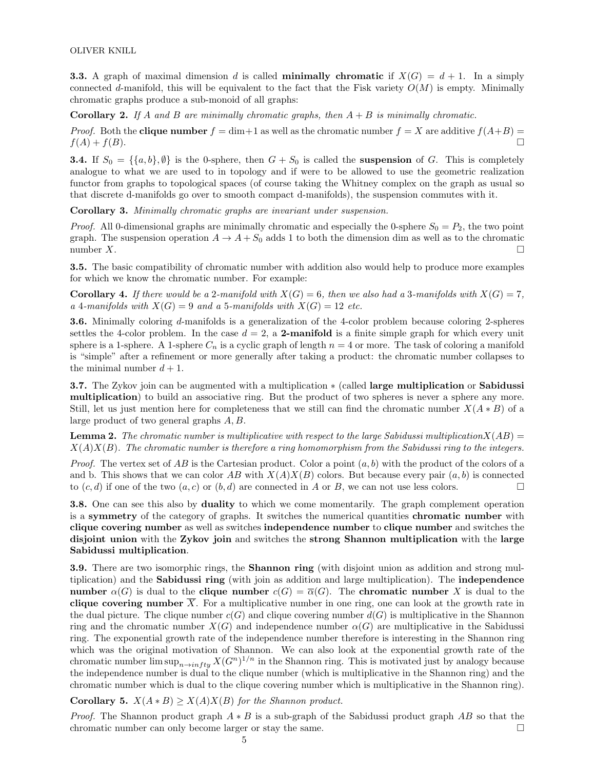**3.3.** A graph of maximal dimension $d$ is called **minimally chromatic** if $X(G) = d + 1$. In a simply connected $d$-manifold, this will be equivalent to the fact that the Fisk variety $O(M)$ is empty. Minimally chromatic graphs produce a sub-monoid of all graphs:

**Corollary 2.** *If $A$ and $B$ are minimally chromatic graphs, then $A + B$ is minimally chromatic.*

*Proof.* Both the **clique number** $f = \dim + 1$ as well as the chromatic number $f = X$ are additive $f(A+B) = f(A) + f(B)$. ☐

**3.4.** If $S_0 = \{\{a, b\}, \emptyset\}$ is the 0-sphere, then $G + S_0$ is called the **suspension** of $G$. This is completely analogue to what we are used to in topology and if were to be allowed to use the geometric realization functor from graphs to topological spaces (of course taking the Whitney complex on the graph as usual so that discrete d-manifolds go over to smooth compact d-manifolds), the suspension commutes with it.

**Corollary 3.** *Minimally chromatic graphs are invariant under suspension.*

*Proof.* All 0-dimensional graphs are minimally chromatic and especially the 0-sphere $S_0 = P_2$, the two point graph. The suspension operation $A \to A + S_0$ adds 1 to both the dimension dim as well as to the chromatic number $X$. ☐

**3.5.** The basic compatibility of chromatic number with addition also would help to produce more examples for which we know the chromatic number. For example:

**Corollary 4.** *If there would be a 2-manifold with $X(G) = 6$, then we also had a 3-manifolds with $X(G) = 7$, a 4-manifolds with $X(G) = 9$ and a 5-manifolds with $X(G) = 12$ etc.*

**3.6.** Minimally coloring $d$-manifolds is a generalization of the 4-color problem because coloring 2-spheres settles the 4-color problem. In the case $d = 2$, a **2-manifold** is a finite simple graph for which every unit sphere is a 1-sphere. A 1-sphere $C_n$ is a cyclic graph of length $n = 4$ or more. The task of coloring a manifold is "simple" after a refinement or more generally after taking a product: the chromatic number collapses to the minimal number $d + 1$.

**3.7.** The Zykov join can be augmented with a multiplication $*$ (called **large multiplication** or **Sabidussi multiplication**) to build an associative ring. But the product of two spheres is never a sphere any more. Still, let us just mention here for completeness that we still can find the chromatic number $X(A * B)$ of a large product of two general graphs $A, B$.

**Lemma 2.** *The chromatic number is multiplicative with respect to the large Sabidussi multiplication$X(AB) = X(A)X(B)$. The chromatic number is therefore a ring homomorphism from the Sabidussi ring to the integers.*

*Proof.* The vertex set of $AB$ is the Cartesian product. Color a point $(a, b)$ with the product of the colors of a and b. This shows that we can color $AB$ with $X(A)X(B)$ colors. But because every pair $(a, b)$ is connected to $(c, d)$ if one of the two $(a, c)$ or $(b, d)$ are connected in $A$ or $B$, we can not use less colors. ☐

**3.8.** One can see this also by **duality** to which we come momentarily. The graph complement operation is a **symmetry** of the category of graphs. It switches the numerical quantities **chromatic number** with **clique covering number** as well as switches **independence number** to **clique number** and switches the **disjoint union** with the **Zykov join** and switches the **strong Shannon multiplication** with the **large Sabidussi multiplication**.

**3.9.** There are two isomorphic rings, the **Shannon ring** (with disjoint union as addition and strong multiplication) and the **Sabidussi ring** (with join as addition and large multiplication). The **independence number** $\alpha(G)$ is dual to the **clique number** $c(G) = \overline{\alpha}(G)$. The **chromatic number** $X$ is dual to the **clique covering number** $\overline{X}$. For a multiplicative number in one ring, one can look at the growth rate in the dual picture. The clique number $c(G)$ and clique covering number $d(G)$ is multiplicative in the Shannon ring and the chromatic number $X(G)$ and independence number $\alpha(G)$ are multiplicative in the Sabidussi ring. The exponential growth rate of the independence number therefore is interesting in the Shannon ring which was the original motivation of Shannon. We can also look at the exponential growth rate of the chromatic number $\limsup_{n \to infty} X(G^n)^{1/n}$ in the Shannon ring. This is motivated just by analogy because the independence number is dual to the clique number (which is multiplicative in the Shannon ring) and the chromatic number which is dual to the clique covering number which is multiplicative in the Shannon ring).

**Corollary 5.** *$X(A * B) \geq X(A)X(B)$ for the Shannon product.*

*Proof.* The Shannon product graph $A * B$ is a sub-graph of the Sabidussi product graph $AB$ so that the chromatic number can only become larger or stay the same. ☐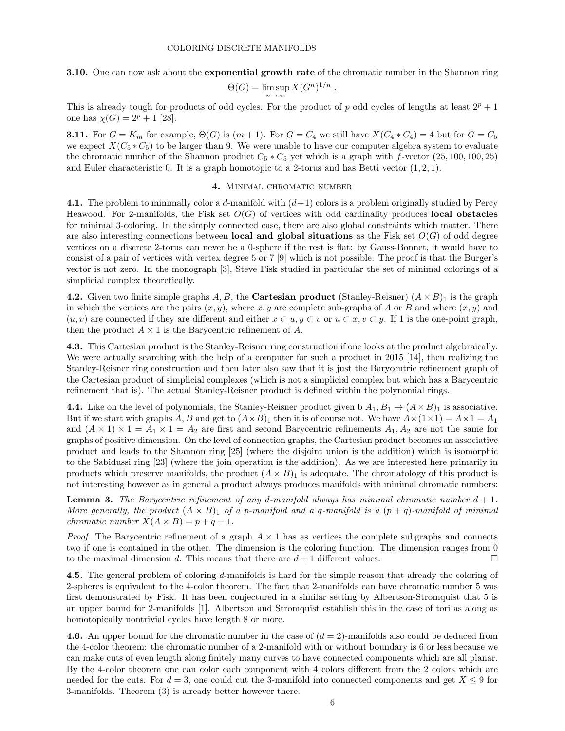**3.10.** One can now ask about the **exponential growth rate** of the chromatic number in the Shannon ring

$$\Theta(G) = \limsup_{n \to \infty} X(G^n)^{1/n} .$$

This is already tough for products of odd cycles. For the product of $p$ odd cycles of lengths at least $2^p + 1$ one has $\chi(G) = 2^p + 1$ [28].

**3.11.** For $G = K_m$ for example, $\Theta(G)$ is $(m+1)$. For $G = C_4$ we still have $X(C_4 * C_4) = 4$ but for $G = C_5$ we expect $X(C_5 * C_5)$ to be larger than 9. We were unable to have our computer algebra system to evaluate the chromatic number of the Shannon product $C_5 * C_5$ yet which is a graph with $f$-vector $(25, 100, 100, 25)$ and Euler characteristic 0. It is a graph homotopic to a 2-torus and has Betti vector $(1, 2, 1)$.

## 4. Minimal chromatic number

**4.1.** The problem to minimally color a $d$-manifold with $(d+1)$ colors is a problem originally studied by Percy Heawood. For 2-manifolds, the Fisk set $O(G)$ of vertices with odd cardinality produces **local obstacles** for minimal 3-coloring. In the simply connected case, there are also global constraints which matter. There are also interesting connections between **local and global situations** as the Fisk set $O(G)$ of odd degree vertices on a discrete 2-torus can never be a 0-sphere if the rest is flat: by Gauss-Bonnet, it would have to consist of a pair of vertices with vertex degree 5 or 7 [9] which is not possible. The proof is that the Burger's vector is not zero. In the monograph [3], Steve Fisk studied in particular the set of minimal colorings of a simplicial complex theoretically.

**4.2.** Given two finite simple graphs $A, B$, the **Cartesian product** (Stanley-Reisner) $(A \times B)_1$ is the graph in which the vertices are the pairs $(x, y)$, where $x, y$ are complete sub-graphs of $A$ or $B$ and where $(x, y)$ and $(u, v)$ are connected if they are different and either $x \subset u, y \subset v$ or $u \subset x, v \subset y$. If 1 is the one-point graph, then the product $A \times 1$ is the Barycentric refinement of $A$.

**4.3.** This Cartesian product is the Stanley-Reisner ring construction if one looks at the product algebraically. We were actually searching with the help of a computer for such a product in 2015 [14], then realizing the Stanley-Reisner ring construction and then later also saw that it is just the Barycentric refinement graph of the Cartesian product of simplicial complexes (which is not a simplicial complex but which has a Barycentric refinement that is). The actual Stanley-Reisner product is defined within the polynomial rings.

**4.4.** Like on the level of polynomials, the Stanley-Reisner product given b $A_1, B_1 \to (A \times B)_1$ is associative. But if we start with graphs $A, B$ and get to $(A \times B)_1$ then it is of course not. We have $A \times (1 \times 1) = A \times 1 = A_1$ and $(A \times 1) \times 1 = A_1 \times 1 = A_2$ are first and second Barycentric refinements $A_1, A_2$ are not the same for graphs of positive dimension. On the level of connection graphs, the Cartesian product becomes an associative product and leads to the Shannon ring [25] (where the disjoint union is the addition) which is isomorphic to the Sabidussi ring [23] (where the join operation is the addition). As we are interested here primarily in products which preserve manifolds, the product $(A \times B)_1$ is adequate. The chromatology of this product is not interesting however as in general a product always produces manifolds with minimal chromatic numbers:

**Lemma 3.** *The Barycentric refinement of any $d$-manifold always has minimal chromatic number $d + 1$. More generally, the product $(A \times B)_1$ of a $p$-manifold and a $q$-manifold is a $(p + q)$-manifold of minimal chromatic number $X(A \times B) = p + q + 1$.*

*Proof.* The Barycentric refinement of a graph $A \times 1$ has as vertices the complete subgraphs and connects two if one is contained in the other. The dimension is the coloring function. The dimension ranges from 0 to the maximal dimension $d$. This means that there are $d + 1$ different values. □

**4.5.** The general problem of coloring $d$-manifolds is hard for the simple reason that already the coloring of 2-spheres is equivalent to the 4-color theorem. The fact that 2-manifolds can have chromatic number 5 was first demonstrated by Fisk. It has been conjectured in a similar setting by Albertson-Stromquist that 5 is an upper bound for 2-manifolds [1]. Albertson and Stromquist establish this in the case of tori as along as homotopically nontrivial cycles have length 8 or more.

**4.6.** An upper bound for the chromatic number in the case of $(d = 2)$-manifolds also could be deduced from the 4-color theorem: the chromatic number of a 2-manifold with or without boundary is 6 or less because we can make cuts of even length along finitely many curves to have connected components which are all planar. By the 4-color theorem one can color each component with 4 colors different from the 2 colors which are needed for the cuts. For $d = 3$, one could cut the 3-manifold into connected components and get $X \leq 9$ for 3-manifolds. Theorem (3) is already better however there.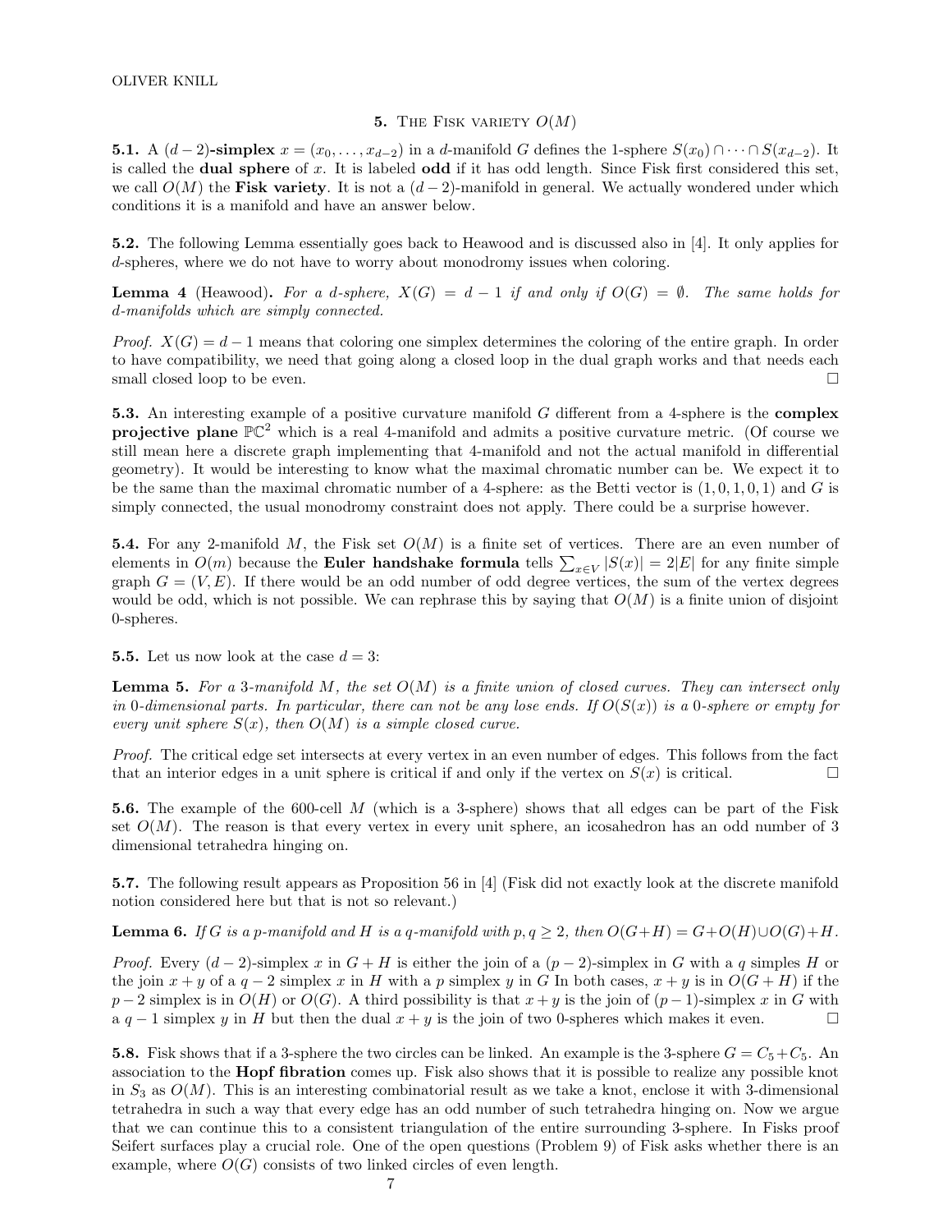## 5. The Fisk variety $O(M)$

**5.1.** A $(d-2)$**-simplex** $x = (x_0, \dots, x_{d-2})$ in a $d$-manifold $G$ defines the 1-sphere $S(x_0) \cap \cdots \cap S(x_{d-2})$. It is called the **dual sphere** of $x$. It is labeled **odd** if it has odd length. Since Fisk first considered this set, we call $O(M)$ the **Fisk variety**. It is not a $(d-2)$-manifold in general. We actually wondered under which conditions it is a manifold and have an answer below.

**5.2.** The following Lemma essentially goes back to Heawood and is discussed also in [4]. It only applies for $d$-spheres, where we do not have to worry about monodromy issues when coloring.

**Lemma 4** (Heawood)**.** *For a $d$-sphere, $X(G) = d-1$ if and only if $O(G) = \emptyset$. The same holds for $d$-manifolds which are simply connected.*

*Proof.* $X(G) = d-1$ means that coloring one simplex determines the coloring of the entire graph. In order to have compatibility, we need that going along a closed loop in the dual graph works and that needs each small closed loop to be even. $\square$

**5.3.** An interesting example of a positive curvature manifold $G$ different from a 4-sphere is the **complex projective plane** $\mathbb{PC}^2$ which is a real 4-manifold and admits a positive curvature metric. (Of course we still mean here a discrete graph implementing that 4-manifold and not the actual manifold in differential geometry). It would be interesting to know what the maximal chromatic number can be. We expect it to be the same than the maximal chromatic number of a 4-sphere: as the Betti vector is $(1, 0, 1, 0, 1)$ and $G$ is simply connected, the usual monodromy constraint does not apply. There could be a surprise however.

**5.4.** For any 2-manifold $M$, the Fisk set $O(M)$ is a finite set of vertices. There are an even number of elements in $O(m)$ because the **Euler handshake formula** tells $\sum_{x \in V} |S(x)| = 2|E|$ for any finite simple graph $G = (V, E)$. If there would be an odd number of odd degree vertices, the sum of the vertex degrees would be odd, which is not possible. We can rephrase this by saying that $O(M)$ is a finite union of disjoint 0-spheres.

**5.5.** Let us now look at the case $d = 3$:

**Lemma 5.** *For a 3-manifold $M$, the set $O(M)$ is a finite union of closed curves. They can intersect only in 0-dimensional parts. In particular, there can not be any lose ends. If $O(S(x))$ is a 0-sphere or empty for every unit sphere $S(x)$, then $O(M)$ is a simple closed curve.*

*Proof.* The critical edge set intersects at every vertex in an even number of edges. This follows from the fact that an interior edges in a unit sphere is critical if and only if the vertex on $S(x)$ is critical. $\square$

**5.6.** The example of the 600-cell $M$ (which is a 3-sphere) shows that all edges can be part of the Fisk set $O(M)$. The reason is that every vertex in every unit sphere, an icosahedron has an odd number of 3 dimensional tetrahedra hinging on.

**5.7.** The following result appears as Proposition 56 in [4] (Fisk did not exactly look at the discrete manifold notion considered here but that is not so relevant.)

**Lemma 6.** *If $G$ is a $p$-manifold and $H$ is a $q$-manifold with $p, q \geq 2$, then $O(G+H) = G + O(H) \cup O(G) + H$.*

*Proof.* Every $(d-2)$-simplex $x$ in $G + H$ is either the join of a $(p-2)$-simplex in $G$ with a $q$ simples $H$ or the join $x + y$ of a $q-2$ simplex $x$ in $H$ with a $p$ simplex $y$ in $G$ In both cases, $x + y$ is in $O(G+H)$ if the $p-2$ simplex is in $O(H)$ or $O(G)$. A third possibility is that $x + y$ is the join of $(p-1)$-simplex $x$ in $G$ with a $q-1$ simplex $y$ in $H$ but then the dual $x + y$ is the join of two 0-spheres which makes it even. $\square$

**5.8.** Fisk shows that if a 3-sphere the two circles can be linked. An example is the 3-sphere $G = C_5 + C_5$. An association to the **Hopf fibration** comes up. Fisk also shows that it is possible to realize any possible knot in $S_3$ as $O(M)$. This is an interesting combinatorial result as we take a knot, enclose it with 3-dimensional tetrahedra in such a way that every edge has an odd number of such tetrahedra hinging on. Now we argue that we can continue this to a consistent triangulation of the entire surrounding 3-sphere. In Fisks proof Seifert surfaces play a crucial role. One of the open questions (Problem 9) of Fisk asks whether there is an example, where $O(G)$ consists of two linked circles of even length.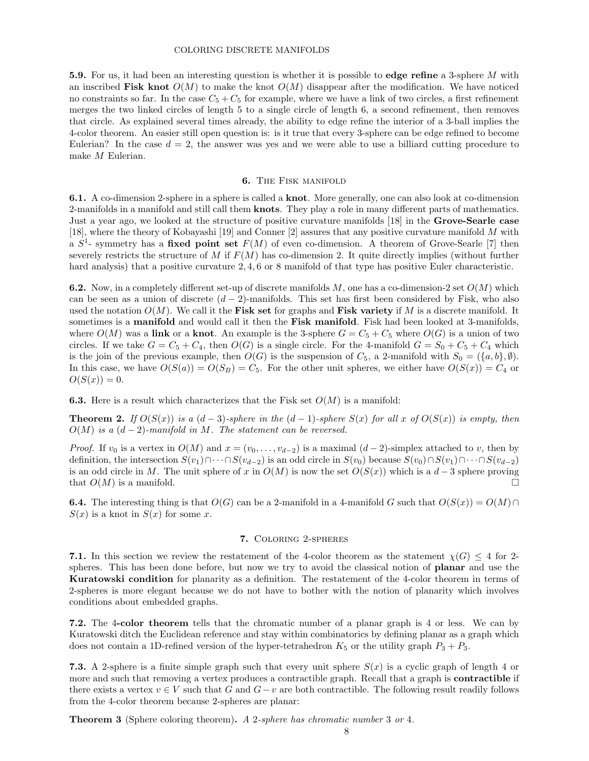**5.9.** For us, it had been an interesting question is whether it is possible to **edge refine** a 3-sphere $M$ with an inscribed **Fisk knot** $O(M)$ to make the knot $O(M)$ disappear after the modification. We have noticed no constraints so far. In the case $C_5 + C_5$ for example, where we have a link of two circles, a first refinement merges the two linked circles of length 5 to a single circle of length 6, a second refinement, then removes that circle. As explained several times already, the ability to edge refine the interior of a 3-ball implies the 4-color theorem. An easier still open question is: is it true that every 3-sphere can be edge refined to become Eulerian? In the case $d = 2$, the answer was yes and we were able to use a billiard cutting procedure to make $M$ Eulerian.

## 6. The Fisk manifold

**6.1.** A co-dimension 2-sphere in a sphere is called a **knot**. More generally, one can also look at co-dimension 2-manifolds in a manifold and still call them **knots**. They play a role in many different parts of mathematics. Just a year ago, we looked at the structure of positive curvature manifolds [18] in the **Grove-Searle case** [18], where the theory of Kobayashi [19] and Conner [2] assures that any positive curvature manifold $M$ with a $S^1$- symmetry has a **fixed point set** $F(M)$ of even co-dimension. A theorem of Grove-Searle [7] then severely restricts the structure of $M$ if $F(M)$ has co-dimension 2. It quite directly implies (without further hard analysis) that a positive curvature 2, 4, 6 or 8 manifold of that type has positive Euler characteristic.

**6.2.** Now, in a completely different set-up of discrete manifolds $M$, one has a co-dimension-2 set $O(M)$ which can be seen as a union of discrete $(d-2)$-manifolds. This set has first been considered by Fisk, who also used the notation $O(M)$. We call it the **Fisk set** for graphs and **Fisk variety** if $M$ is a discrete manifold. It sometimes is a **manifold** and would call it then the **Fisk manifold**. Fisk had been looked at 3-manifolds, where $O(M)$ was a **link** or a **knot**. An example is the 3-sphere $G = C_5 + C_5$ where $O(G)$ is a union of two circles. If we take $G = C_5 + C_4$, then $O(G)$ is a single circle. For the 4-manifold $G = S_0 + C_5 + C_4$ which is the join of the previous example, then $O(G)$ is the suspension of $C_5$, a 2-manifold with $S_0 = (\{a, b\}, \emptyset)$. In this case, we have $O(S(a)) = O(S_B) = C_5$. For the other unit spheres, we either have $O(S(x)) = C_4$ or $O(S(x)) = 0$.

**6.3.** Here is a result which characterizes that the Fisk set $O(M)$ is a manifold:

**Theorem 2.** *If $O(S(x))$ is a $(d-3)$-sphere in the $(d-1)$-sphere $S(x)$ for all $x$ of $O(S(x))$ is empty, then $O(M)$ is a $(d-2)$-manifold in $M$. The statement can be reversed.*

*Proof.* If $v_0$ is a vertex in $O(M)$ and $x = (v_0, \dots, v_{d-2})$ is a maximal $(d-2)$-simplex attached to $v$, then by definition, the intersection $S(v_1) \cap \dots \cap S(v_{d-2})$ is an odd circle in $S(v_0)$ because $S(v_0) \cap S(v_1) \cap \dots \cap S(v_{d-2})$ is an odd circle in $M$. The unit sphere of $x$ in $O(M)$ is now the set $O(S(x))$ which is a $d-3$ sphere proving that $O(M)$ is a manifold. □

**6.4.** The interesting thing is that $O(G)$ can be a 2-manifold in a 4-manifold $G$ such that $O(S(x)) = O(M) \cap S(x)$ is a knot in $S(x)$ for some $x$.

## 7. Coloring 2-spheres

**7.1.** In this section we review the restatement of the 4-color theorem as the statement $\chi(G) \leq 4$ for 2-spheres. This has been done before, but now we try to avoid the classical notion of **planar** and use the **Kuratowski condition** for planarity as a definition. The restatement of the 4-color theorem in terms of 2-spheres is more elegant because we do not have to bother with the notion of planarity which involves conditions about embedded graphs.

**7.2.** The **4-color theorem** tells that the chromatic number of a planar graph is 4 or less. We can by Kuratowski ditch the Euclidean reference and stay within combinatorics by defining planar as a graph which does not contain a 1D-refined version of the hyper-tetrahedron $K_5$ or the utility graph $P_3 + P_3$.

**7.3.** A 2-sphere is a finite simple graph such that every unit sphere $S(x)$ is a cyclic graph of length 4 or more and such that removing a vertex produces a contractible graph. Recall that a graph is **contractible** if there exists a vertex $v \in V$ such that $G$ and $G - v$ are both contractible. The following result readily follows from the 4-color theorem because 2-spheres are planar:

**Theorem 3** (Sphere coloring theorem)**.** *A 2-sphere has chromatic number 3 or 4.*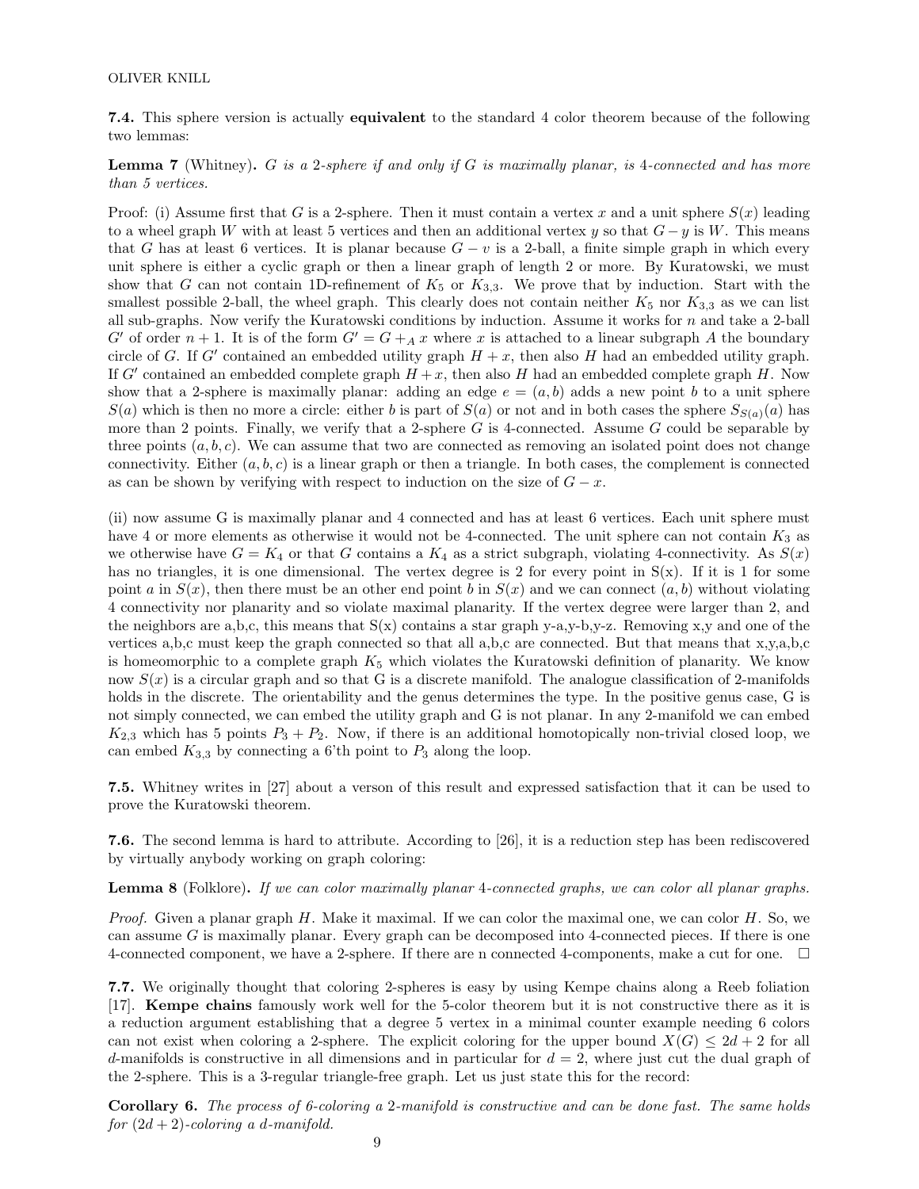**7.4.** This sphere version is actually **equivalent** to the standard 4 color theorem because of the following two lemmas:

**Lemma 7** (Whitney). *G is a 2-sphere if and only if G is maximally planar, is 4-connected and has more than 5 vertices.*

Proof: (i) Assume first that $G$ is a 2-sphere. Then it must contain a vertex $x$ and a unit sphere $S(x)$ leading to a wheel graph $W$ with at least 5 vertices and then an additional vertex $y$ so that $G - y$ is $W$. This means that $G$ has at least 6 vertices. It is planar because $G - v$ is a 2-ball, a finite simple graph in which every unit sphere is either a cyclic graph or then a linear graph of length 2 or more. By Kuratowski, we must show that $G$ can not contain 1D-refinement of $K_5$ or $K_{3,3}$. We prove that by induction. Start with the smallest possible 2-ball, the wheel graph. This clearly does not contain neither $K_5$ nor $K_{3,3}$ as we can list all sub-graphs. Now verify the Kuratowski conditions by induction. Assume it works for $n$ and take a 2-ball $G'$ of order $n + 1$. It is of the form $G' = G +_A x$ where $x$ is attached to a linear subgraph $A$ the boundary circle of $G$. If $G'$ contained an embedded utility graph $H + x$, then also $H$ had an embedded utility graph. If $G'$ contained an embedded complete graph $H + x$, then also $H$ had an embedded complete graph $H$. Now show that a 2-sphere is maximally planar: adding an edge $e = (a, b)$ adds a new point $b$ to a unit sphere $S(a)$ which is then no more a circle: either $b$ is part of $S(a)$ or not and in both cases the sphere $S_{S(a)}(a)$ has more than 2 points. Finally, we verify that a 2-sphere $G$ is 4-connected. Assume $G$ could be separable by three points $(a, b, c)$. We can assume that two are connected as removing an isolated point does not change connectivity. Either $(a, b, c)$ is a linear graph or then a triangle. In both cases, the complement is connected as can be shown by verifying with respect to induction on the size of $G - x$.

(ii) now assume G is maximally planar and 4 connected and has at least 6 vertices. Each unit sphere must have 4 or more elements as otherwise it would not be 4-connected. The unit sphere can not contain $K_3$ as we otherwise have $G = K_4$ or that $G$ contains a $K_4$ as a strict subgraph, violating 4-connectivity. As $S(x)$ has no triangles, it is one dimensional. The vertex degree is 2 for every point in S(x). If it is 1 for some point $a$ in $S(x)$, then there must be an other end point $b$ in $S(x)$ and we can connect $(a, b)$ without violating 4 connectivity nor planarity and so violate maximal planarity. If the vertex degree were larger than 2, and the neighbors are a,b,c, this means that S(x) contains a star graph y-a,y-b,y-z. Removing x,y and one of the vertices a,b,c must keep the graph connected so that all a,b,c are connected. But that means that x,y,a,b,c is homeomorphic to a complete graph $K_5$ which violates the Kuratowski definition of planarity. We know now $S(x)$ is a circular graph and so that G is a discrete manifold. The analogue classification of 2-manifolds holds in the discrete. The orientability and the genus determines the type. In the positive genus case, G is not simply connected, we can embed the utility graph and G is not planar. In any 2-manifold we can embed $K_{2,3}$ which has 5 points $P_3 + P_2$. Now, if there is an additional homotopically non-trivial closed loop, we can embed $K_{3,3}$ by connecting a 6'th point to $P_3$ along the loop.

**7.5.** Whitney writes in [27] about a verson of this result and expressed satisfaction that it can be used to prove the Kuratowski theorem.

**7.6.** The second lemma is hard to attribute. According to [26], it is a reduction step has been rediscovered by virtually anybody working on graph coloring:

**Lemma 8** (Folklore). *If we can color maximally planar 4-connected graphs, we can color all planar graphs.*

*Proof.* Given a planar graph $H$. Make it maximal. If we can color the maximal one, we can color $H$. So, we can assume $G$ is maximally planar. Every graph can be decomposed into 4-connected pieces. If there is one 4-connected component, we have a 2-sphere. If there are n connected 4-components, make a cut for one. □

**7.7.** We originally thought that coloring 2-spheres is easy by using Kempe chains along a Reeb foliation [17]. **Kempe chains** famously work well for the 5-color theorem but it is not constructive there as it is a reduction argument establishing that a degree 5 vertex in a minimal counter example needing 6 colors can not exist when coloring a 2-sphere. The explicit coloring for the upper bound $X(G) \leq 2d + 2$ for all $d$-manifolds is constructive in all dimensions and in particular for $d = 2$, where just cut the dual graph of the 2-sphere. This is a 3-regular triangle-free graph. Let us just state this for the record:

**Corollary 6.** *The process of 6-coloring a 2-manifold is constructive and can be done fast. The same holds for $(2d + 2)$-coloring a d-manifold.*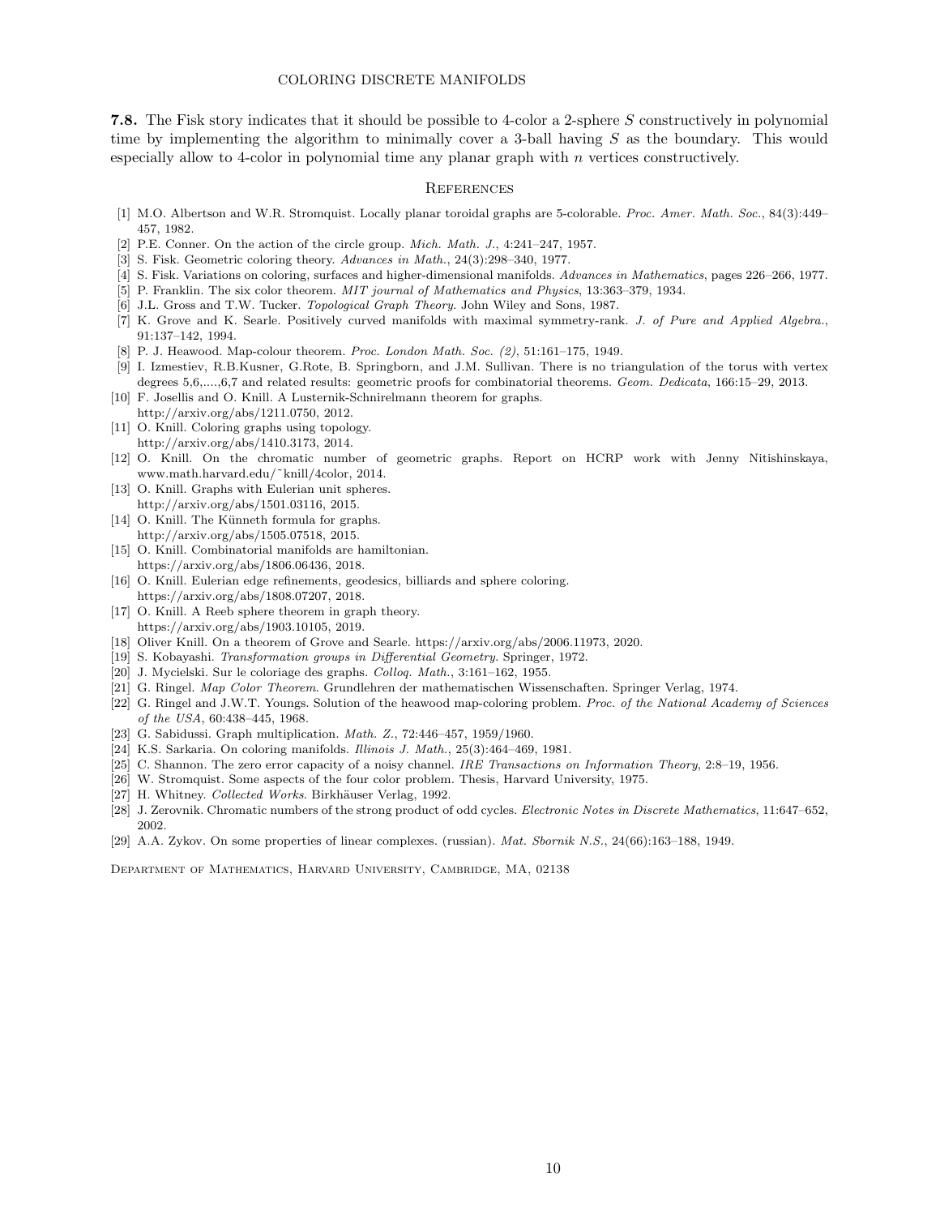**7.8.** The Fisk story indicates that it should be possible to 4-color a 2-sphere $S$ constructively in polynomial time by implementing the algorithm to minimally cover a 3-ball having $S$ as the boundary. This would especially allow to 4-color in polynomial time any planar graph with $n$ vertices constructively.

## References

[1] M.O. Albertson and W.R. Stromquist. Locally planar toroidal graphs are 5-colorable. *Proc. Amer. Math. Soc.*, 84(3):449–457, 1982.

[2] P.E. Conner. On the action of the circle group. *Mich. Math. J.*, 4:241–247, 1957.

[3] S. Fisk. Geometric coloring theory. *Advances in Math.*, 24(3):298–340, 1977.

[4] S. Fisk. Variations on coloring, surfaces and higher-dimensional manifolds. *Advances in Mathematics*, pages 226–266, 1977.

[5] P. Franklin. The six color theorem. *MIT journal of Mathematics and Physics*, 13:363–379, 1934.

[6] J.L. Gross and T.W. Tucker. *Topological Graph Theory*. John Wiley and Sons, 1987.

[7] K. Grove and K. Searle. Positively curved manifolds with maximal symmetry-rank. *J. of Pure and Applied Algebra.*, 91:137–142, 1994.

[8] P. J. Heawood. Map-colour theorem. *Proc. London Math. Soc. (2)*, 51:161–175, 1949.

[9] I. Izmestiev, R.B.Kusner, G.Rote, B. Springborn, and J.M. Sullivan. There is no triangulation of the torus with vertex degrees 5,6,....,6,7 and related results: geometric proofs for combinatorial theorems. *Geom. Dedicata*, 166:15–29, 2013.

[10] F. Josellis and O. Knill. A Lusternik-Schnirelmann theorem for graphs. http://arxiv.org/abs/1211.0750, 2012.

[11] O. Knill. Coloring graphs using topology. http://arxiv.org/abs/1410.3173, 2014.

[12] O. Knill. On the chromatic number of geometric graphs. Report on HCRP work with Jenny Nitishinskaya, www.math.harvard.edu/~knill/4color, 2014.

[13] O. Knill. Graphs with Eulerian unit spheres. http://arxiv.org/abs/1501.03116, 2015.

[14] O. Knill. The Künneth formula for graphs. http://arxiv.org/abs/1505.07518, 2015.

[15] O. Knill. Combinatorial manifolds are hamiltonian. https://arxiv.org/abs/1806.06436, 2018.

[16] O. Knill. Eulerian edge refinements, geodesics, billiards and sphere coloring. https://arxiv.org/abs/1808.07207, 2018.

[17] O. Knill. A Reeb sphere theorem in graph theory. https://arxiv.org/abs/1903.10105, 2019.

[18] Oliver Knill. On a theorem of Grove and Searle. https://arxiv.org/abs/2006.11973, 2020.

[19] S. Kobayashi. *Transformation groups in Differential Geometry*. Springer, 1972.

[20] J. Mycielski. Sur le coloriage des graphs. *Colloq. Math.*, 3:161–162, 1955.

[21] G. Ringel. *Map Color Theorem*. Grundlehren der mathematischen Wissenschaften. Springer Verlag, 1974.

[22] G. Ringel and J.W.T. Youngs. Solution of the heawood map-coloring problem. *Proc. of the National Academy of Sciences of the USA*, 60:438–445, 1968.

[23] G. Sabidussi. Graph multiplication. *Math. Z.*, 72:446–457, 1959/1960.

[24] K.S. Sarkaria. On coloring manifolds. *Illinois J. Math.*, 25(3):464–469, 1981.

[25] C. Shannon. The zero error capacity of a noisy channel. *IRE Transactions on Information Theory*, 2:8–19, 1956.

[26] W. Stromquist. Some aspects of the four color problem. Thesis, Harvard University, 1975.

[27] H. Whitney. *Collected Works*. Birkhäuser Verlag, 1992.

[28] J. Zerovnik. Chromatic numbers of the strong product of odd cycles. *Electronic Notes in Discrete Mathematics*, 11:647–652, 2002.

[29] A.A. Zykov. On some properties of linear complexes. (russian). *Mat. Sbornik N.S.*, 24(66):163–188, 1949.

Department of Mathematics, Harvard University, Cambridge, MA, 02138